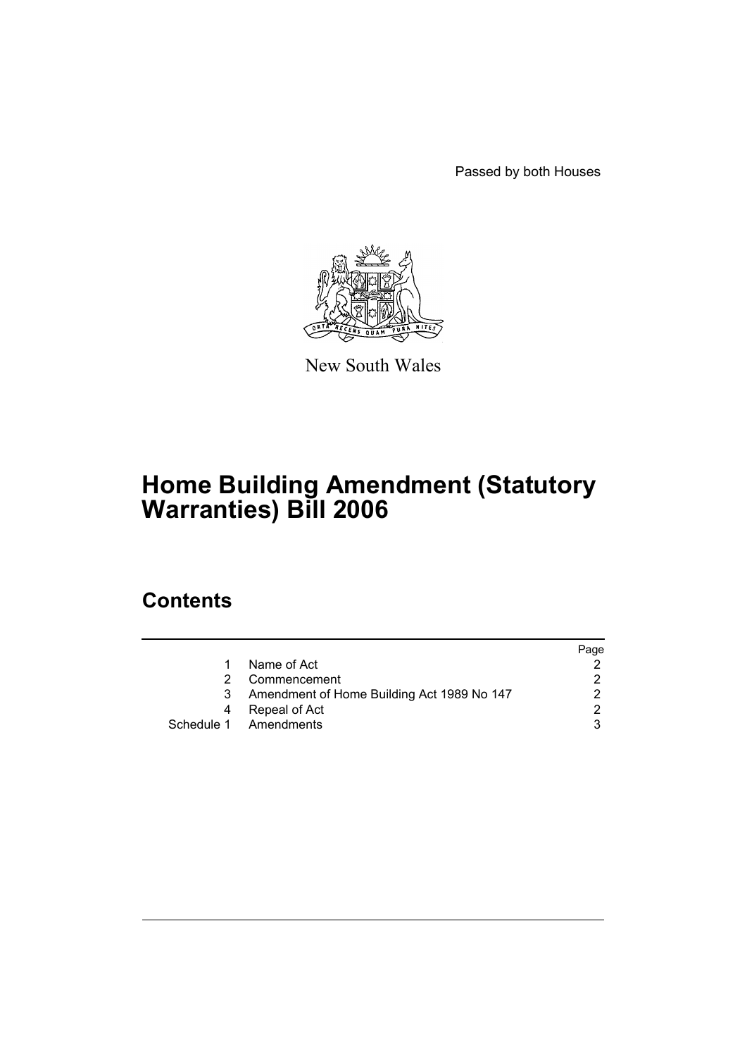Passed by both Houses

New South Wales

# Home Building Amendment (Statutory Warranties) Bill 2006

## Contents

| | | Page |
|---|---|---|
| 1 | Name of Act | 2 |
| 2 | Commencement | 2 |
| 3 | Amendment of Home Building Act 1989 No 147 | 2 |
| 4 | Repeal of Act | 2 |
| Schedule 1 | Amendments | 3 |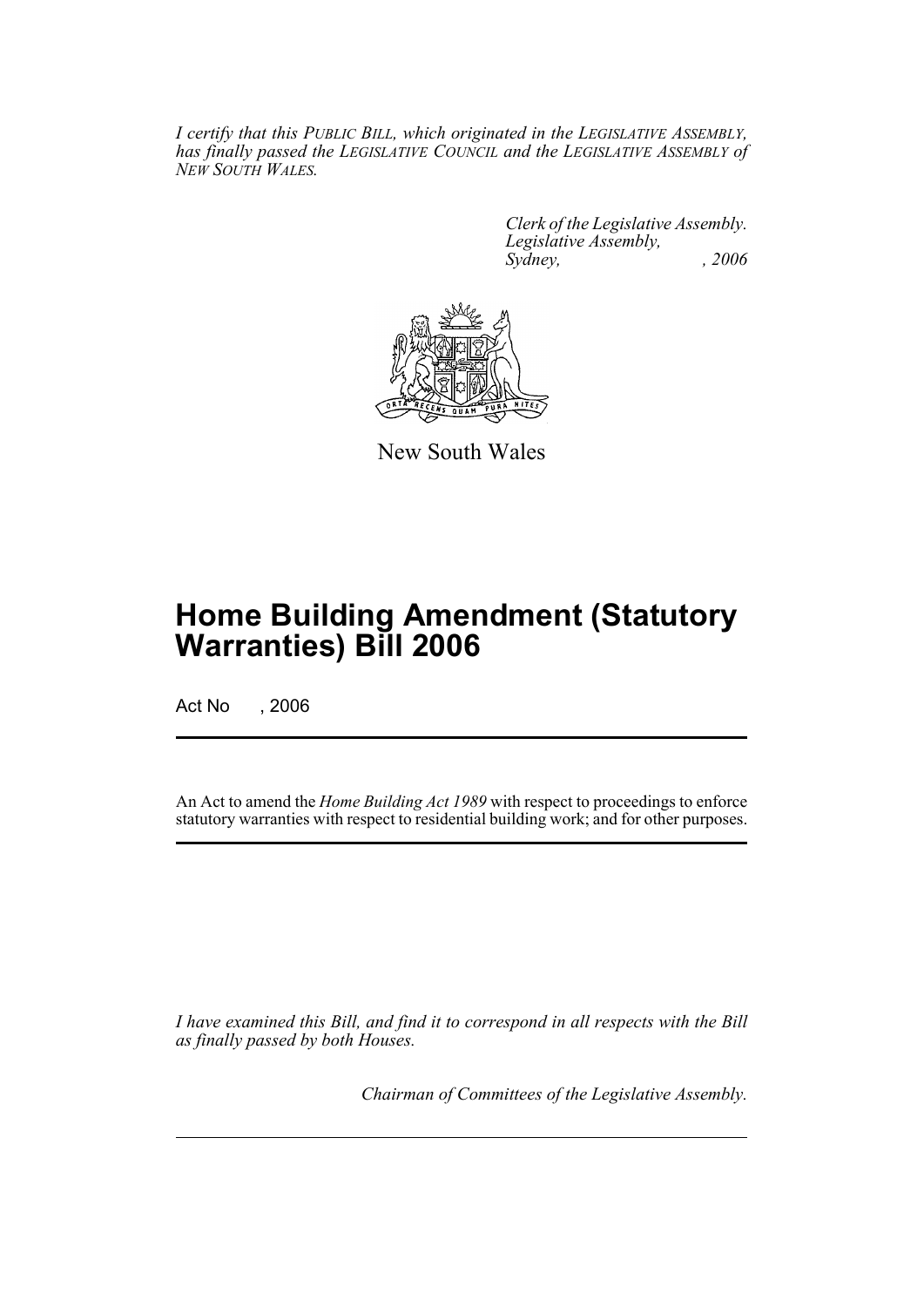*I certify that this PUBLIC BILL, which originated in the LEGISLATIVE ASSEMBLY, has finally passed the LEGISLATIVE COUNCIL and the LEGISLATIVE ASSEMBLY of NEW SOUTH WALES.*

*Clerk of the Legislative Assembly.*
*Legislative Assembly,*
*Sydney, , 2006*

New South Wales

# Home Building Amendment (Statutory Warranties) Bill 2006

Act No , 2006

An Act to amend the *Home Building Act 1989* with respect to proceedings to enforce statutory warranties with respect to residential building work; and for other purposes.

*I have examined this Bill, and find it to correspond in all respects with the Bill as finally passed by both Houses.*

*Chairman of Committees of the Legislative Assembly.*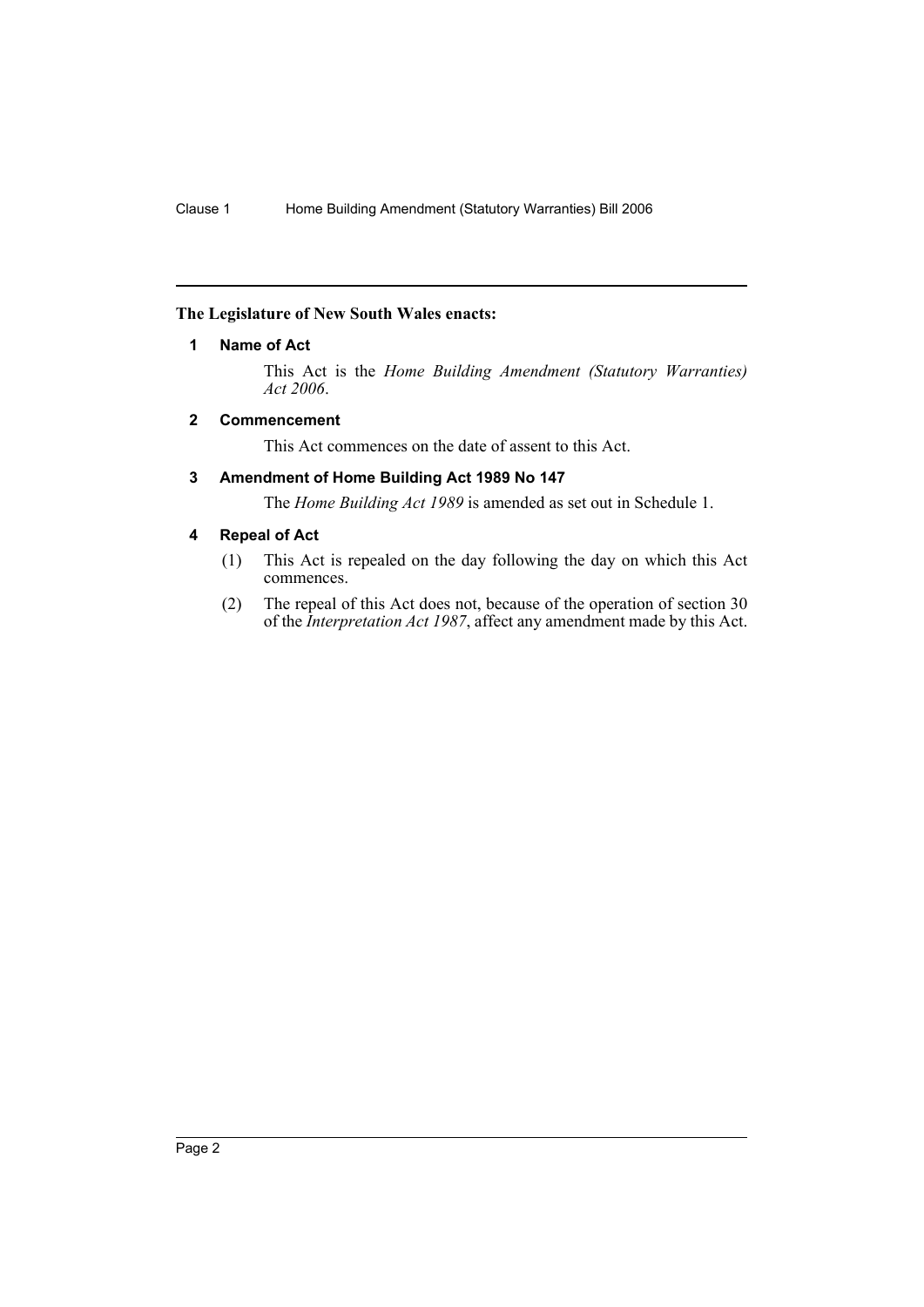**The Legislature of New South Wales enacts:**

### 1 Name of Act

This Act is the *Home Building Amendment (Statutory Warranties) Act 2006*.

### 2 Commencement

This Act commences on the date of assent to this Act.

### 3 Amendment of Home Building Act 1989 No 147

The *Home Building Act 1989* is amended as set out in Schedule 1.

### 4 Repeal of Act

(1) This Act is repealed on the day following the day on which this Act commences.

(2) The repeal of this Act does not, because of the operation of section 30 of the *Interpretation Act 1987*, affect any amendment made by this Act.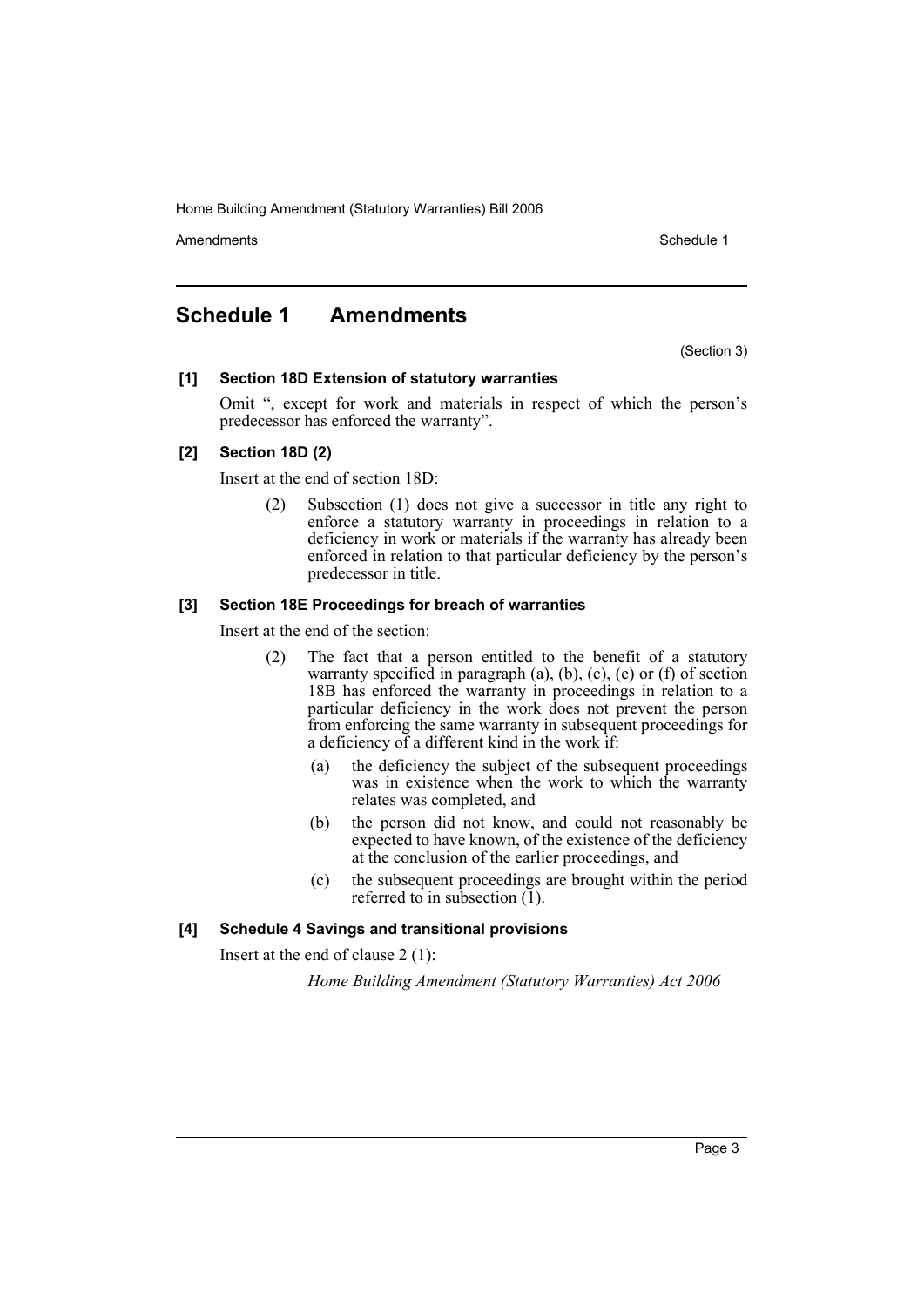# Schedule 1 Amendments

(Section 3)

**[1] Section 18D Extension of statutory warranties**

Omit ", except for work and materials in respect of which the person's predecessor has enforced the warranty".

**[2] Section 18D (2)**

Insert at the end of section 18D:

> (2) Subsection (1) does not give a successor in title any right to enforce a statutory warranty in proceedings in relation to a deficiency in work or materials if the warranty has already been enforced in relation to that particular deficiency by the person's predecessor in title.

**[3] Section 18E Proceedings for breach of warranties**

Insert at the end of the section:

> (2) The fact that a person entitled to the benefit of a statutory warranty specified in paragraph (a), (b), (c), (e) or (f) of section 18B has enforced the warranty in proceedings in relation to a particular deficiency in the work does not prevent the person from enforcing the same warranty in subsequent proceedings for a deficiency of a different kind in the work if:
>
> (a) the deficiency the subject of the subsequent proceedings was in existence when the work to which the warranty relates was completed, and
>
> (b) the person did not know, and could not reasonably be expected to have known, of the existence of the deficiency at the conclusion of the earlier proceedings, and
>
> (c) the subsequent proceedings are brought within the period referred to in subsection (1).

**[4] Schedule 4 Savings and transitional provisions**

Insert at the end of clause 2 (1):

> *Home Building Amendment (Statutory Warranties) Act 2006*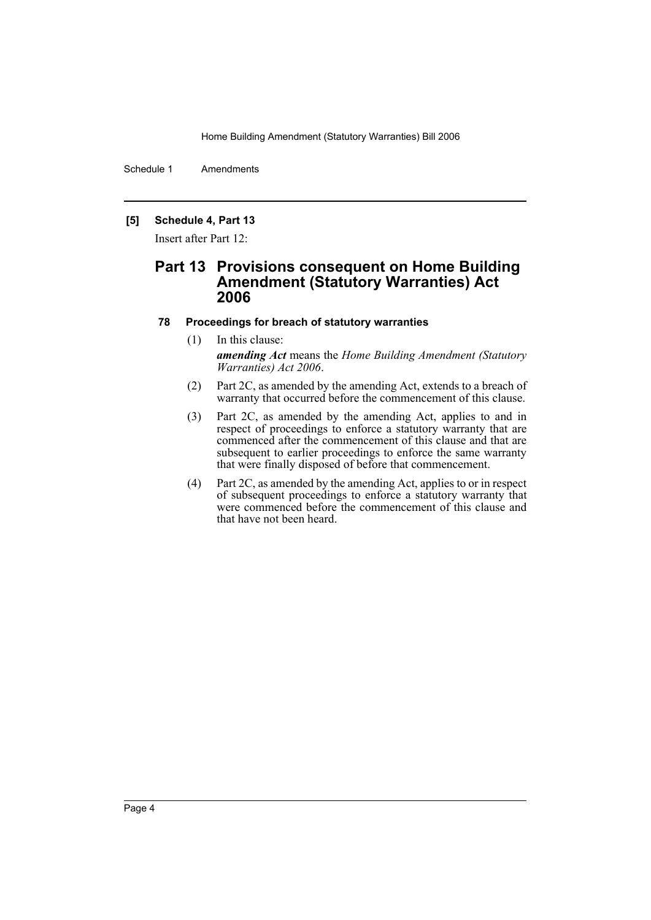**[5] Schedule 4, Part 13**

Insert after Part 12:

## Part 13 Provisions consequent on Home Building Amendment (Statutory Warranties) Act 2006

### 78 Proceedings for breach of statutory warranties

(1) In this clause:

***amending Act*** means the *Home Building Amendment (Statutory Warranties) Act 2006*.

(2) Part 2C, as amended by the amending Act, extends to a breach of warranty that occurred before the commencement of this clause.

(3) Part 2C, as amended by the amending Act, applies to and in respect of proceedings to enforce a statutory warranty that are commenced after the commencement of this clause and that are subsequent to earlier proceedings to enforce the same warranty that were finally disposed of before that commencement.

(4) Part 2C, as amended by the amending Act, applies to or in respect of subsequent proceedings to enforce a statutory warranty that were commenced before the commencement of this clause and that have not been heard.